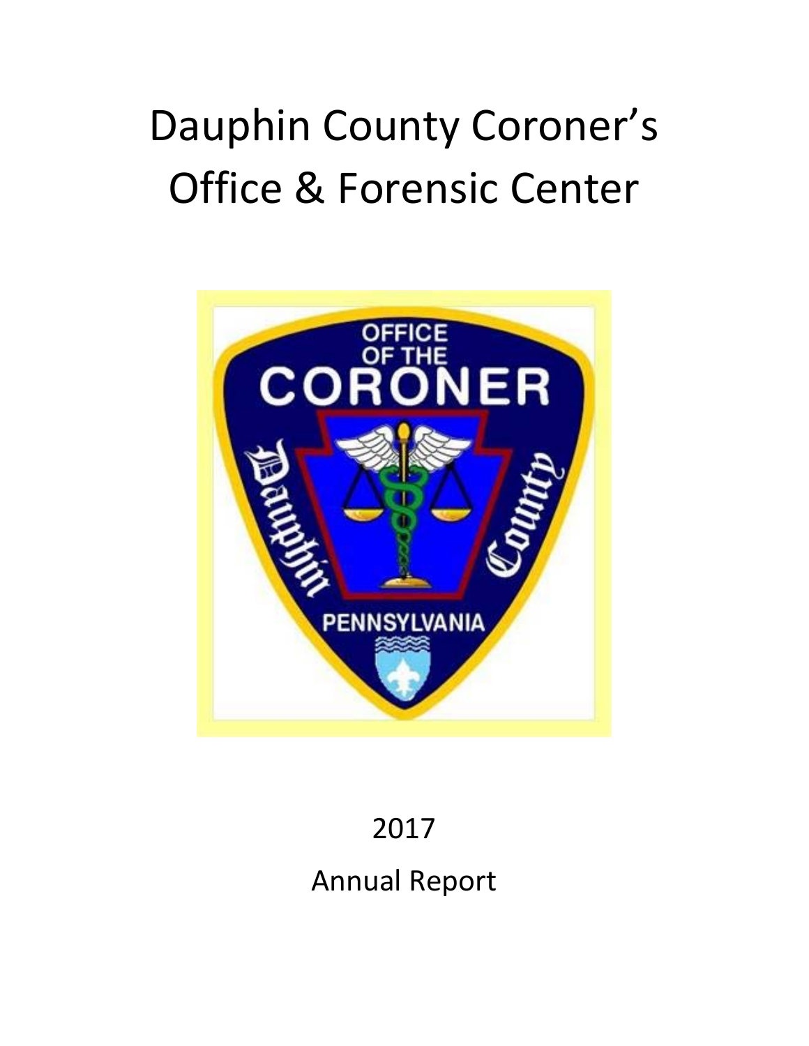# Dauphin County Coroner's Office & Forensic Center

2017

Annual Report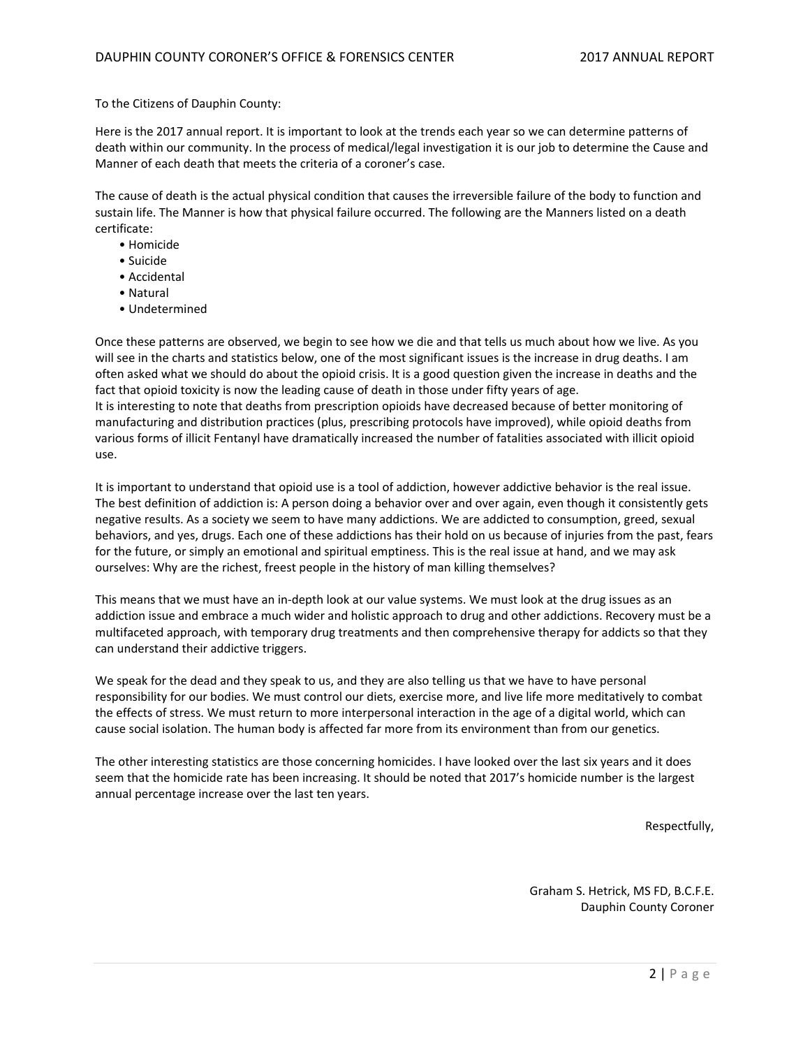To the Citizens of Dauphin County:

Here is the 2017 annual report. It is important to look at the trends each year so we can determine patterns of death within our community. In the process of medical/legal investigation it is our job to determine the Cause and Manner of each death that meets the criteria of a coroner's case.

The cause of death is the actual physical condition that causes the irreversible failure of the body to function and sustain life. The Manner is how that physical failure occurred. The following are the Manners listed on a death certificate:

- Homicide
- Suicide
- Accidental
- Natural
- Undetermined

Once these patterns are observed, we begin to see how we die and that tells us much about how we live. As you will see in the charts and statistics below, one of the most significant issues is the increase in drug deaths. I am often asked what we should do about the opioid crisis. It is a good question given the increase in deaths and the fact that opioid toxicity is now the leading cause of death in those under fifty years of age.
It is interesting to note that deaths from prescription opioids have decreased because of better monitoring of manufacturing and distribution practices (plus, prescribing protocols have improved), while opioid deaths from various forms of illicit Fentanyl have dramatically increased the number of fatalities associated with illicit opioid use.

It is important to understand that opioid use is a tool of addiction, however addictive behavior is the real issue. The best definition of addiction is: A person doing a behavior over and over again, even though it consistently gets negative results. As a society we seem to have many addictions. We are addicted to consumption, greed, sexual behaviors, and yes, drugs. Each one of these addictions has their hold on us because of injuries from the past, fears for the future, or simply an emotional and spiritual emptiness. This is the real issue at hand, and we may ask ourselves: Why are the richest, freest people in the history of man killing themselves?

This means that we must have an in-depth look at our value systems. We must look at the drug issues as an addiction issue and embrace a much wider and holistic approach to drug and other addictions. Recovery must be a multifaceted approach, with temporary drug treatments and then comprehensive therapy for addicts so that they can understand their addictive triggers.

We speak for the dead and they speak to us, and they are also telling us that we have to have personal responsibility for our bodies. We must control our diets, exercise more, and live life more meditatively to combat the effects of stress. We must return to more interpersonal interaction in the age of a digital world, which can cause social isolation. The human body is affected far more from its environment than from our genetics.

The other interesting statistics are those concerning homicides. I have looked over the last six years and it does seem that the homicide rate has been increasing. It should be noted that 2017's homicide number is the largest annual percentage increase over the last ten years.

Respectfully,

Graham S. Hetrick, MS FD, B.C.F.E.
Dauphin County Coroner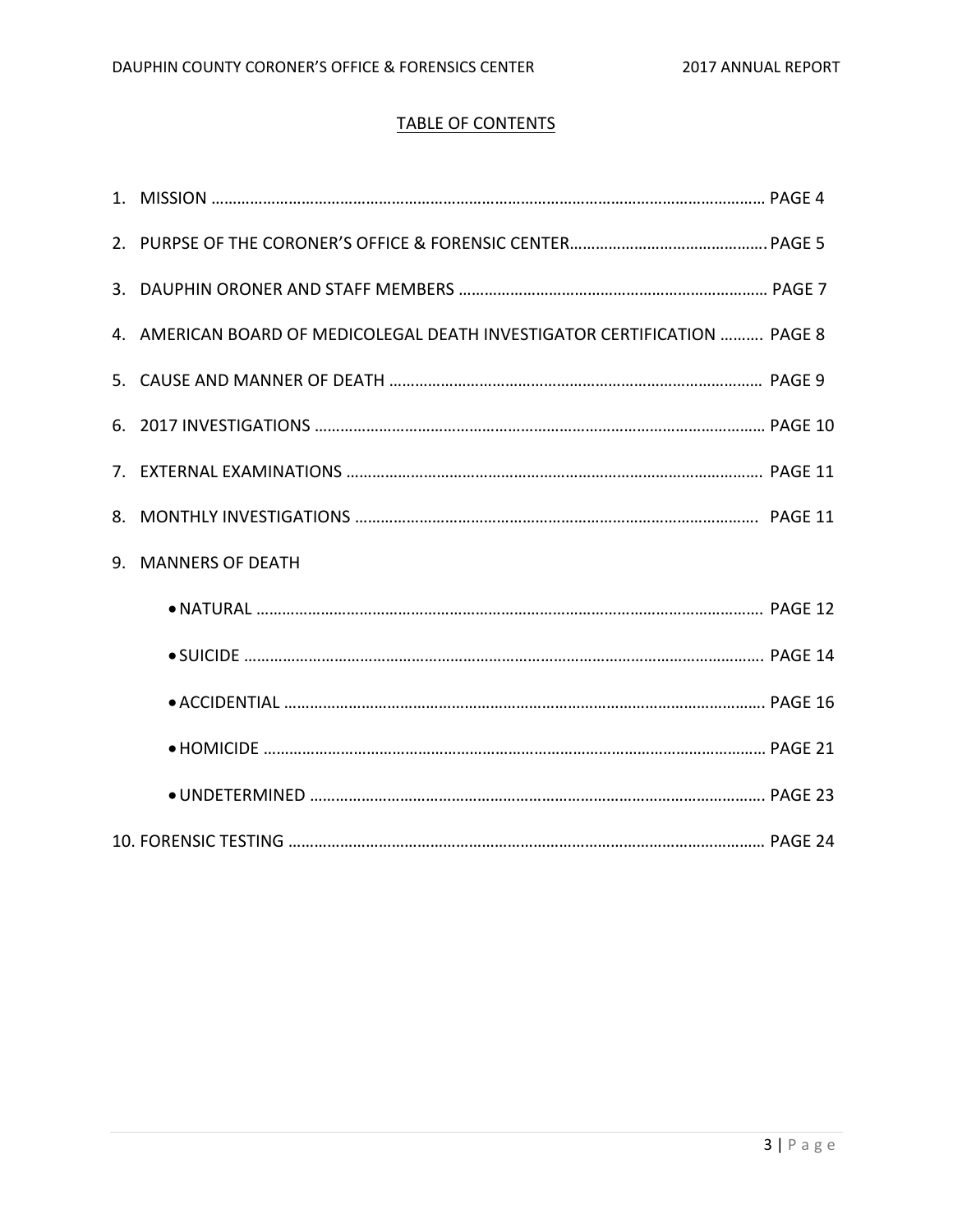## TABLE OF CONTENTS

1. MISSION ………………………………………………………………………………………………………………… PAGE 4
2. PURPSE OF THE CORONER'S OFFICE & FORENSIC CENTER………………………………………. PAGE 5
3. DAUPHIN ORONER AND STAFF MEMBERS ……………………………………………………………… PAGE 7
4. AMERICAN BOARD OF MEDICOLEGAL DEATH INVESTIGATOR CERTIFICATION ………. PAGE 8
5. CAUSE AND MANNER OF DEATH …………………………………………………………………………… PAGE 9
6. 2017 INVESTIGATIONS ……………………………………………………………………………………………… PAGE 10
7. EXTERNAL EXAMINATIONS ……………………………………………………………………………………… PAGE 11
8. MONTHLY INVESTIGATIONS ……………………………………………………………………………………. PAGE 11
9. MANNERS OF DEATH
   - NATURAL …………………………………………………………………………………………………………… PAGE 12
   - SUICIDE ……………………………………………………………………………………………………………… PAGE 14
   - ACCIDENTIAL ……………………………………………………………………………………………………… PAGE 16
   - HOMICIDE …………………………………………………………………………………………………………… PAGE 21
   - UNDETERMINED ………………………………………………………………………………………………… PAGE 23
10. FORENSIC TESTING …………………………………………………………………………………………………… PAGE 24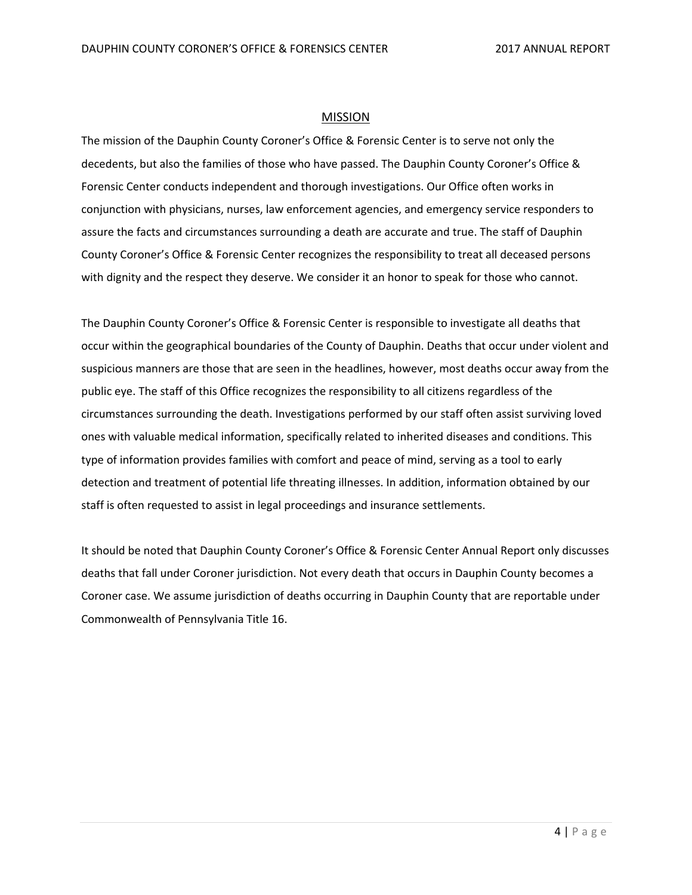## MISSION

The mission of the Dauphin County Coroner's Office & Forensic Center is to serve not only the decedents, but also the families of those who have passed. The Dauphin County Coroner's Office & Forensic Center conducts independent and thorough investigations. Our Office often works in conjunction with physicians, nurses, law enforcement agencies, and emergency service responders to assure the facts and circumstances surrounding a death are accurate and true. The staff of Dauphin County Coroner's Office & Forensic Center recognizes the responsibility to treat all deceased persons with dignity and the respect they deserve. We consider it an honor to speak for those who cannot.

The Dauphin County Coroner's Office & Forensic Center is responsible to investigate all deaths that occur within the geographical boundaries of the County of Dauphin. Deaths that occur under violent and suspicious manners are those that are seen in the headlines, however, most deaths occur away from the public eye. The staff of this Office recognizes the responsibility to all citizens regardless of the circumstances surrounding the death. Investigations performed by our staff often assist surviving loved ones with valuable medical information, specifically related to inherited diseases and conditions. This type of information provides families with comfort and peace of mind, serving as a tool to early detection and treatment of potential life threating illnesses. In addition, information obtained by our staff is often requested to assist in legal proceedings and insurance settlements.

It should be noted that Dauphin County Coroner's Office & Forensic Center Annual Report only discusses deaths that fall under Coroner jurisdiction. Not every death that occurs in Dauphin County becomes a Coroner case. We assume jurisdiction of deaths occurring in Dauphin County that are reportable under Commonwealth of Pennsylvania Title 16.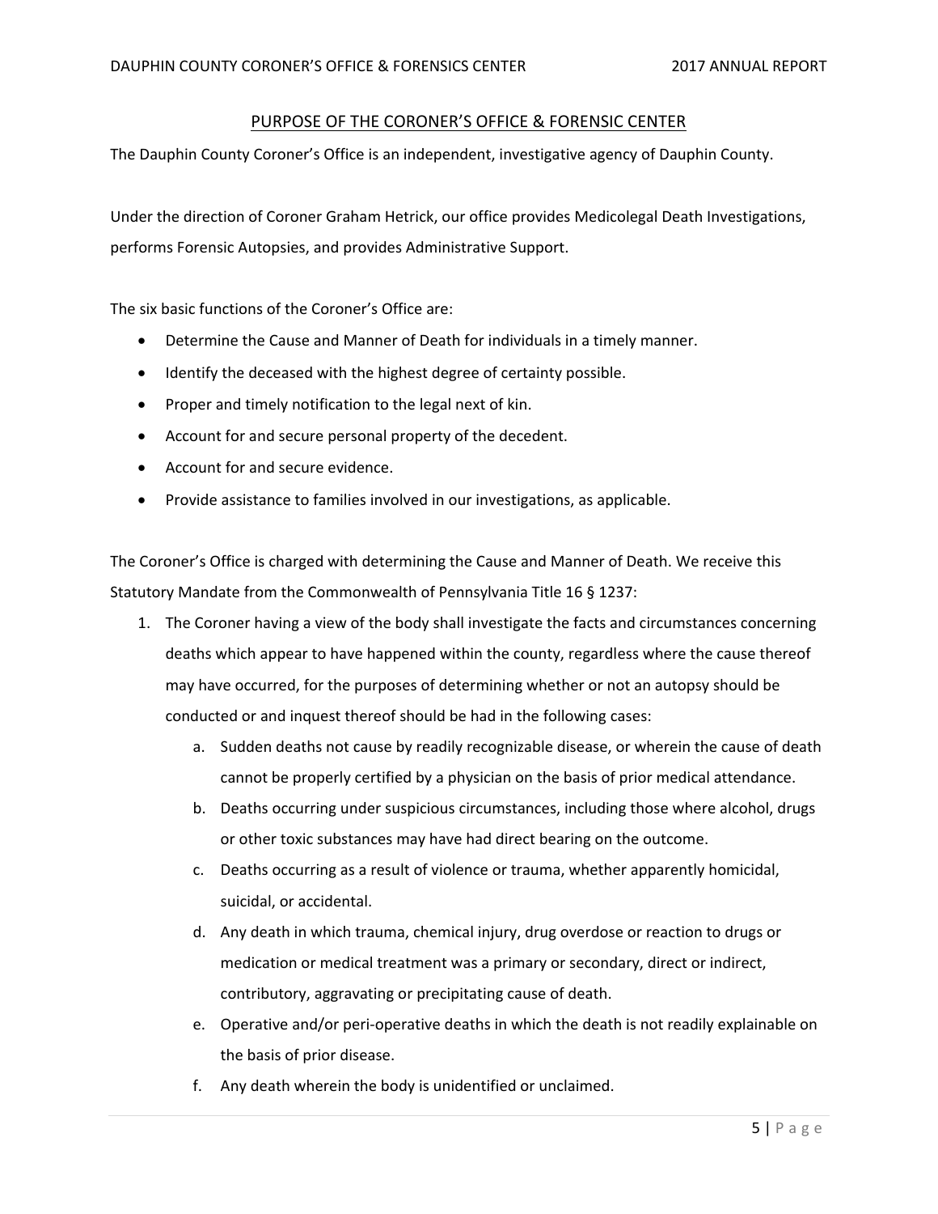## PURPOSE OF THE CORONER'S OFFICE & FORENSIC CENTER

The Dauphin County Coroner's Office is an independent, investigative agency of Dauphin County.

Under the direction of Coroner Graham Hetrick, our office provides Medicolegal Death Investigations, performs Forensic Autopsies, and provides Administrative Support.

The six basic functions of the Coroner's Office are:

- Determine the Cause and Manner of Death for individuals in a timely manner.
- Identify the deceased with the highest degree of certainty possible.
- Proper and timely notification to the legal next of kin.
- Account for and secure personal property of the decedent.
- Account for and secure evidence.
- Provide assistance to families involved in our investigations, as applicable.

The Coroner's Office is charged with determining the Cause and Manner of Death. We receive this Statutory Mandate from the Commonwealth of Pennsylvania Title 16 § 1237:

1. The Coroner having a view of the body shall investigate the facts and circumstances concerning deaths which appear to have happened within the county, regardless where the cause thereof may have occurred, for the purposes of determining whether or not an autopsy should be conducted or and inquest thereof should be had in the following cases:
   a. Sudden deaths not cause by readily recognizable disease, or wherein the cause of death cannot be properly certified by a physician on the basis of prior medical attendance.
   b. Deaths occurring under suspicious circumstances, including those where alcohol, drugs or other toxic substances may have had direct bearing on the outcome.
   c. Deaths occurring as a result of violence or trauma, whether apparently homicidal, suicidal, or accidental.
   d. Any death in which trauma, chemical injury, drug overdose or reaction to drugs or medication or medical treatment was a primary or secondary, direct or indirect, contributory, aggravating or precipitating cause of death.
   e. Operative and/or peri-operative deaths in which the death is not readily explainable on the basis of prior disease.
   f. Any death wherein the body is unidentified or unclaimed.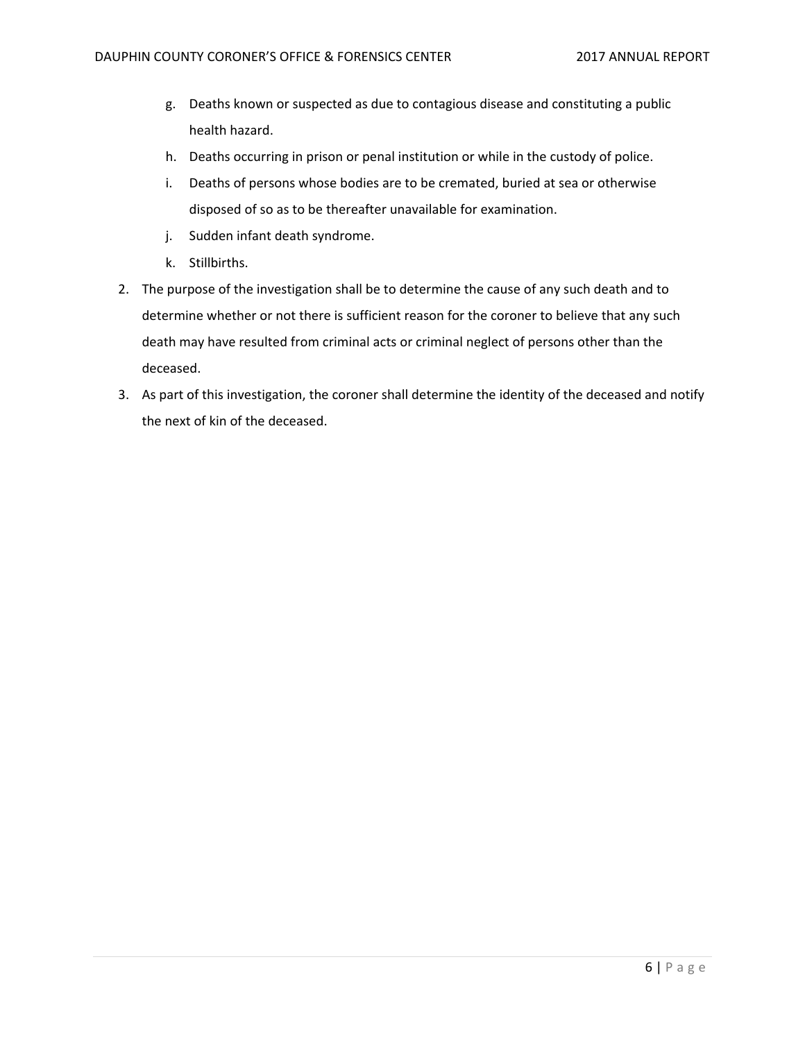g. Deaths known or suspected as due to contagious disease and constituting a public health hazard.
   h. Deaths occurring in prison or penal institution or while in the custody of police.
   i. Deaths of persons whose bodies are to be cremated, buried at sea or otherwise disposed of so as to be thereafter unavailable for examination.
   j. Sudden infant death syndrome.
   k. Stillbirths.

2. The purpose of the investigation shall be to determine the cause of any such death and to determine whether or not there is sufficient reason for the coroner to believe that any such death may have resulted from criminal acts or criminal neglect of persons other than the deceased.
3. As part of this investigation, the coroner shall determine the identity of the deceased and notify the next of kin of the deceased.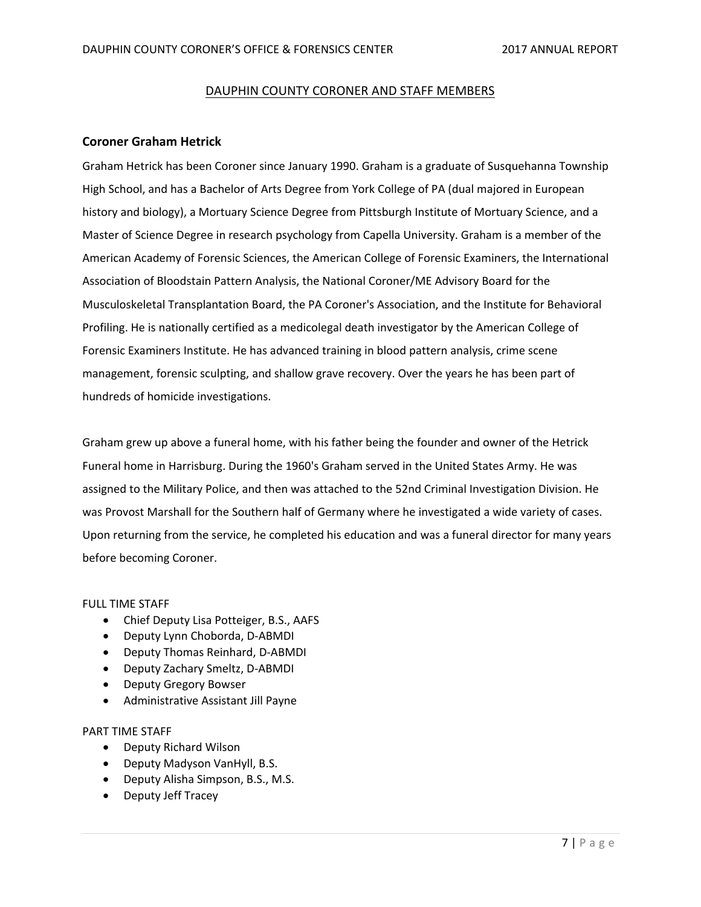## DAUPHIN COUNTY CORONER AND STAFF MEMBERS

### Coroner Graham Hetrick

Graham Hetrick has been Coroner since January 1990. Graham is a graduate of Susquehanna Township High School, and has a Bachelor of Arts Degree from York College of PA (dual majored in European history and biology), a Mortuary Science Degree from Pittsburgh Institute of Mortuary Science, and a Master of Science Degree in research psychology from Capella University. Graham is a member of the American Academy of Forensic Sciences, the American College of Forensic Examiners, the International Association of Bloodstain Pattern Analysis, the National Coroner/ME Advisory Board for the Musculoskeletal Transplantation Board, the PA Coroner's Association, and the Institute for Behavioral Profiling. He is nationally certified as a medicolegal death investigator by the American College of Forensic Examiners Institute. He has advanced training in blood pattern analysis, crime scene management, forensic sculpting, and shallow grave recovery. Over the years he has been part of hundreds of homicide investigations.

Graham grew up above a funeral home, with his father being the founder and owner of the Hetrick Funeral home in Harrisburg. During the 1960's Graham served in the United States Army. He was assigned to the Military Police, and then was attached to the 52nd Criminal Investigation Division. He was Provost Marshall for the Southern half of Germany where he investigated a wide variety of cases. Upon returning from the service, he completed his education and was a funeral director for many years before becoming Coroner.

FULL TIME STAFF

- Chief Deputy Lisa Potteiger, B.S., AAFS
- Deputy Lynn Choborda, D-ABMDI
- Deputy Thomas Reinhard, D-ABMDI
- Deputy Zachary Smeltz, D-ABMDI
- Deputy Gregory Bowser
- Administrative Assistant Jill Payne

PART TIME STAFF

- Deputy Richard Wilson
- Deputy Madyson VanHyll, B.S.
- Deputy Alisha Simpson, B.S., M.S.
- Deputy Jeff Tracey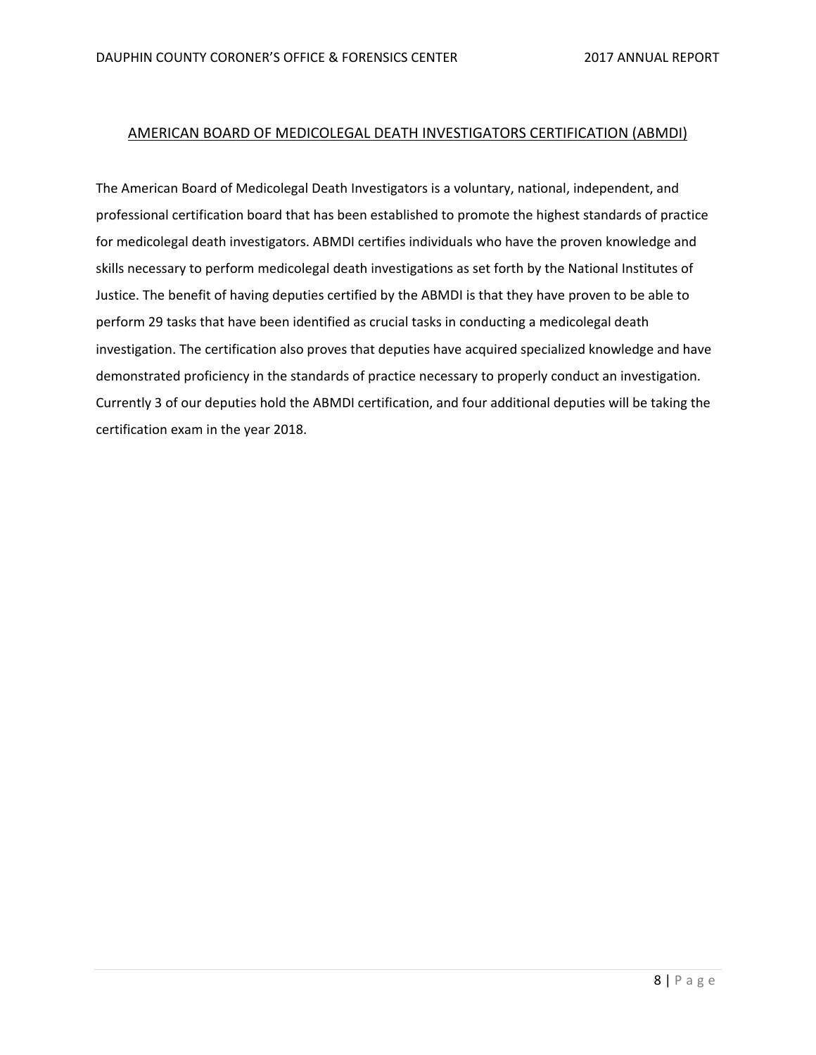## AMERICAN BOARD OF MEDICOLEGAL DEATH INVESTIGATORS CERTIFICATION (ABMDI)

The American Board of Medicolegal Death Investigators is a voluntary, national, independent, and professional certification board that has been established to promote the highest standards of practice for medicolegal death investigators. ABMDI certifies individuals who have the proven knowledge and skills necessary to perform medicolegal death investigations as set forth by the National Institutes of Justice. The benefit of having deputies certified by the ABMDI is that they have proven to be able to perform 29 tasks that have been identified as crucial tasks in conducting a medicolegal death investigation. The certification also proves that deputies have acquired specialized knowledge and have demonstrated proficiency in the standards of practice necessary to properly conduct an investigation. Currently 3 of our deputies hold the ABMDI certification, and four additional deputies will be taking the certification exam in the year 2018.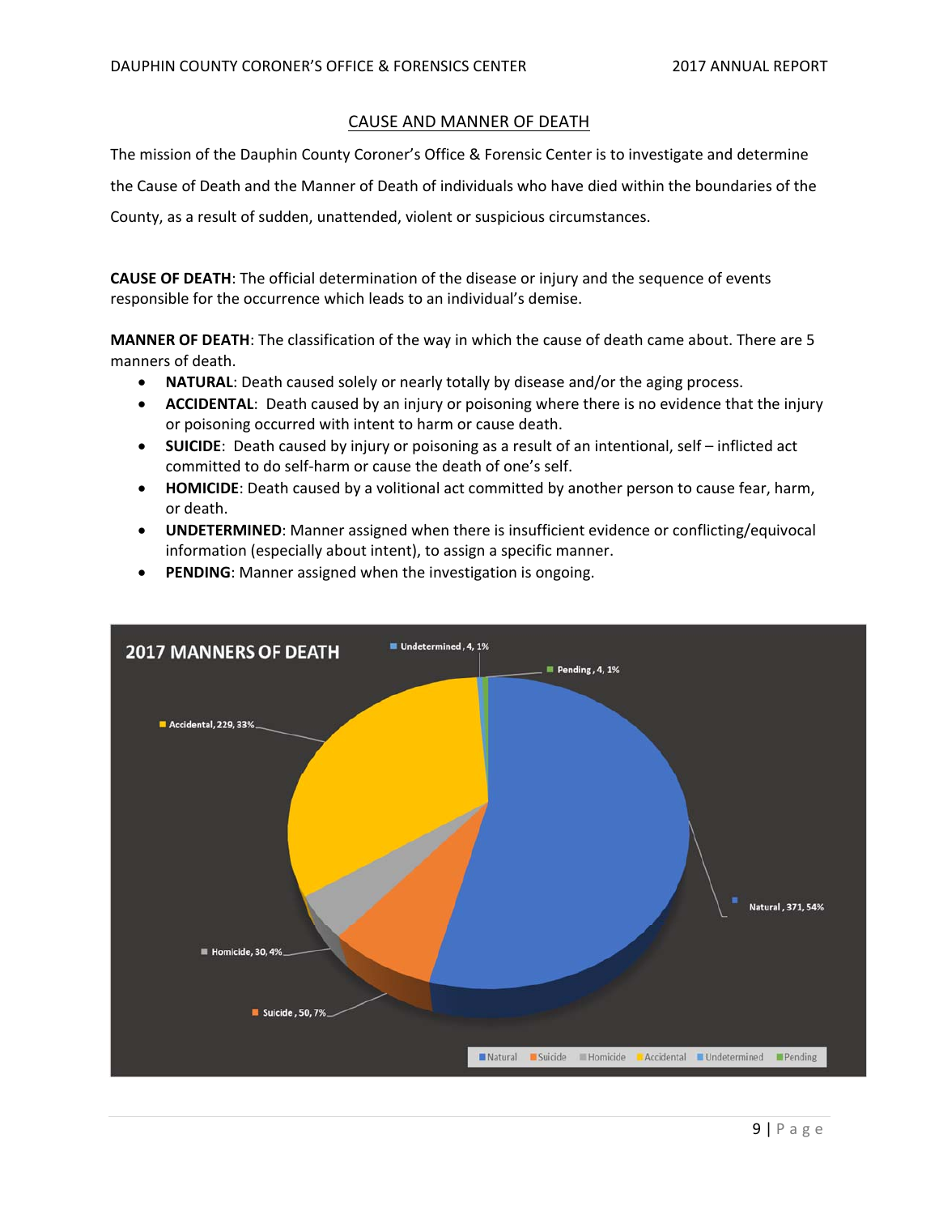## CAUSE AND MANNER OF DEATH

The mission of the Dauphin County Coroner's Office & Forensic Center is to investigate and determine the Cause of Death and the Manner of Death of individuals who have died within the boundaries of the County, as a result of sudden, unattended, violent or suspicious circumstances.

**CAUSE OF DEATH**: The official determination of the disease or injury and the sequence of events responsible for the occurrence which leads to an individual's demise.

**MANNER OF DEATH**: The classification of the way in which the cause of death came about. There are 5 manners of death.

- **NATURAL**: Death caused solely or nearly totally by disease and/or the aging process.
- **ACCIDENTAL**: Death caused by an injury or poisoning where there is no evidence that the injury or poisoning occurred with intent to harm or cause death.
- **SUICIDE**: Death caused by injury or poisoning as a result of an intentional, self – inflicted act committed to do self-harm or cause the death of one's self.
- **HOMICIDE**: Death caused by a volitional act committed by another person to cause fear, harm, or death.
- **UNDETERMINED**: Manner assigned when there is insufficient evidence or conflicting/equivocal information (especially about intent), to assign a specific manner.
- **PENDING**: Manner assigned when the investigation is ongoing.

**2017 MANNERS OF DEATH**

| Manner | Count | Percent |
|---|---|---|
| Natural | 371 | 54% |
| Suicide | 50 | 7% |
| Homicide | 30 | 4% |
| Accidental | 229 | 33% |
| Undetermined | 4 | 1% |
| Pending | 4 | 1% |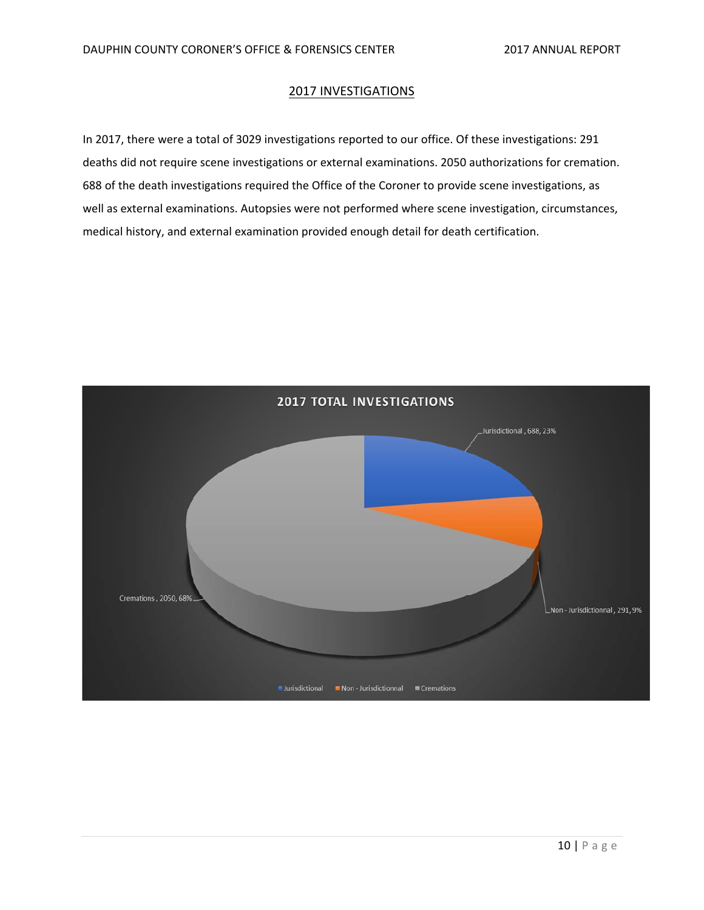## 2017 INVESTIGATIONS

In 2017, there were a total of 3029 investigations reported to our office. Of these investigations: 291 deaths did not require scene investigations or external examinations. 2050 authorizations for cremation. 688 of the death investigations required the Office of the Coroner to provide scene investigations, as well as external examinations. Autopsies were not performed where scene investigation, circumstances, medical history, and external examination provided enough detail for death certification.

**2017 TOTAL INVESTIGATIONS**

Jurisdictional , 688, 23%

Non - Jurisdictionnal , 291, 9%

Cremations , 2050, 68%

Jurisdictional | Non - Jurisdictionnal | Cremations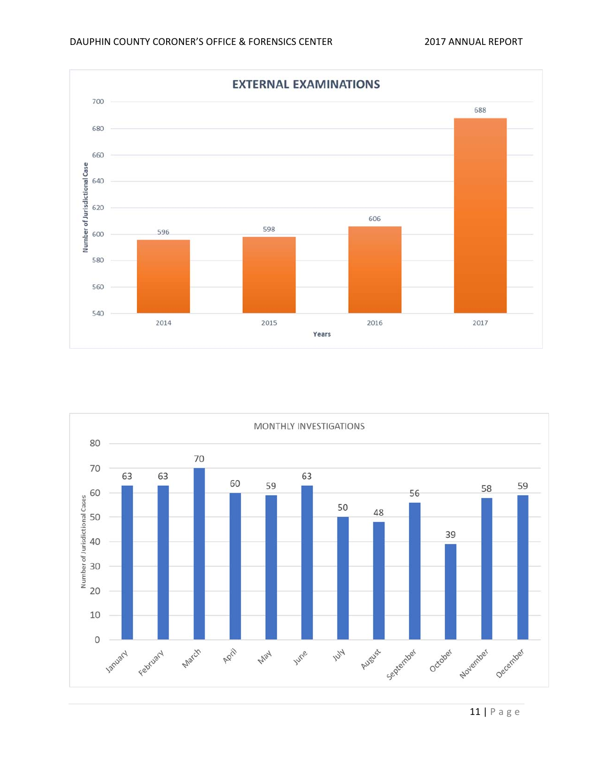## EXTERNAL EXAMINATIONS

| Years | Number of Jurisdictional Case |
|---|---|
| 2014 | 596 |
| 2015 | 598 |
| 2016 | 606 |
| 2017 | 688 |

## MONTHLY INVESTIGATIONS

| Month | Number of Jurisdictional Cases |
|---|---|
| January | 63 |
| February | 63 |
| March | 70 |
| April | 60 |
| May | 59 |
| June | 63 |
| July | 50 |
| August | 48 |
| September | 56 |
| October | 39 |
| November | 58 |
| December | 59 |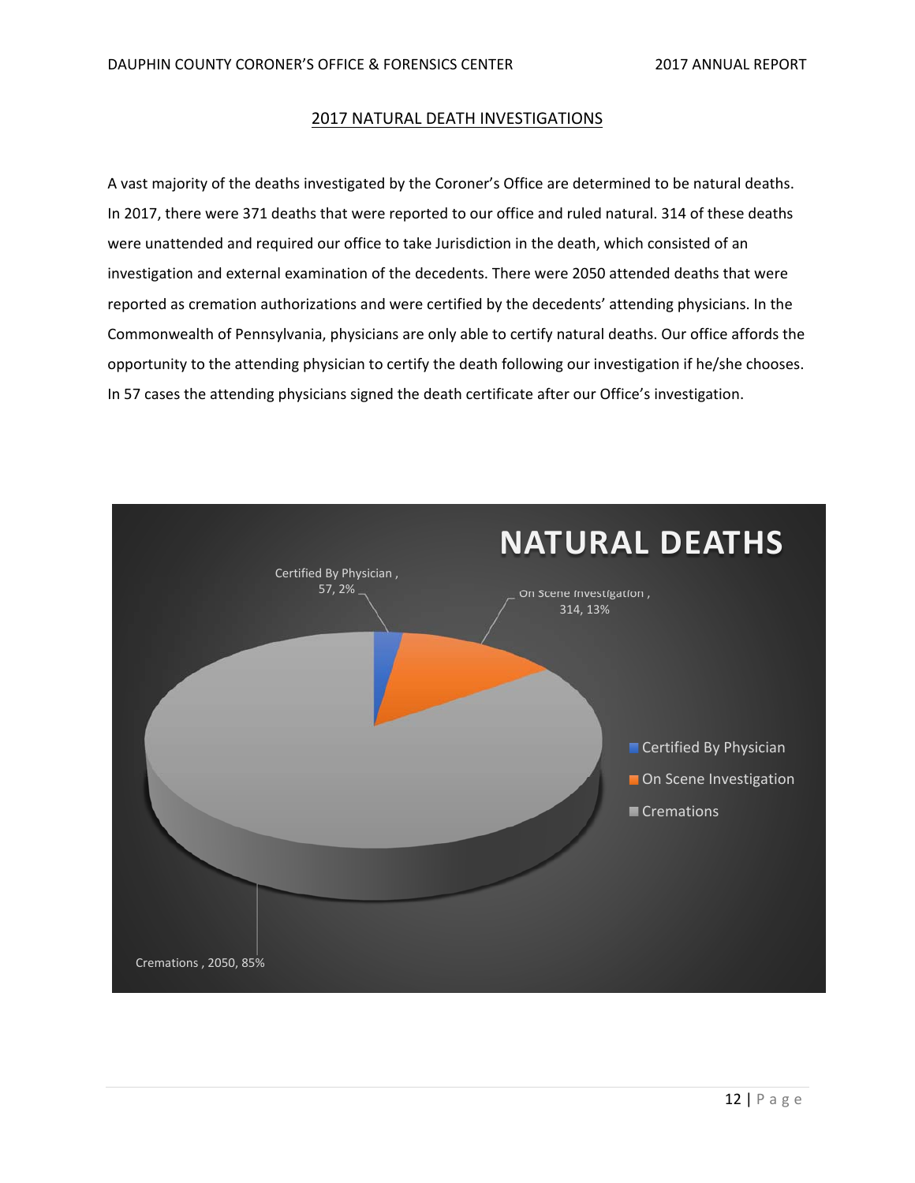## 2017 NATURAL DEATH INVESTIGATIONS

A vast majority of the deaths investigated by the Coroner's Office are determined to be natural deaths. In 2017, there were 371 deaths that were reported to our office and ruled natural. 314 of these deaths were unattended and required our office to take Jurisdiction in the death, which consisted of an investigation and external examination of the decedents. There were 2050 attended deaths that were reported as cremation authorizations and were certified by the decedents' attending physicians. In the Commonwealth of Pennsylvania, physicians are only able to certify natural deaths. Our office affords the opportunity to the attending physician to certify the death following our investigation if he/she chooses. In 57 cases the attending physicians signed the death certificate after our Office's investigation.

**NATURAL DEATHS**

| Category | Count | Percent |
| --- | --- | --- |
| Certified By Physician | 57 | 2% |
| On Scene Investigation | 314 | 13% |
| Cremations | 2050 | 85% |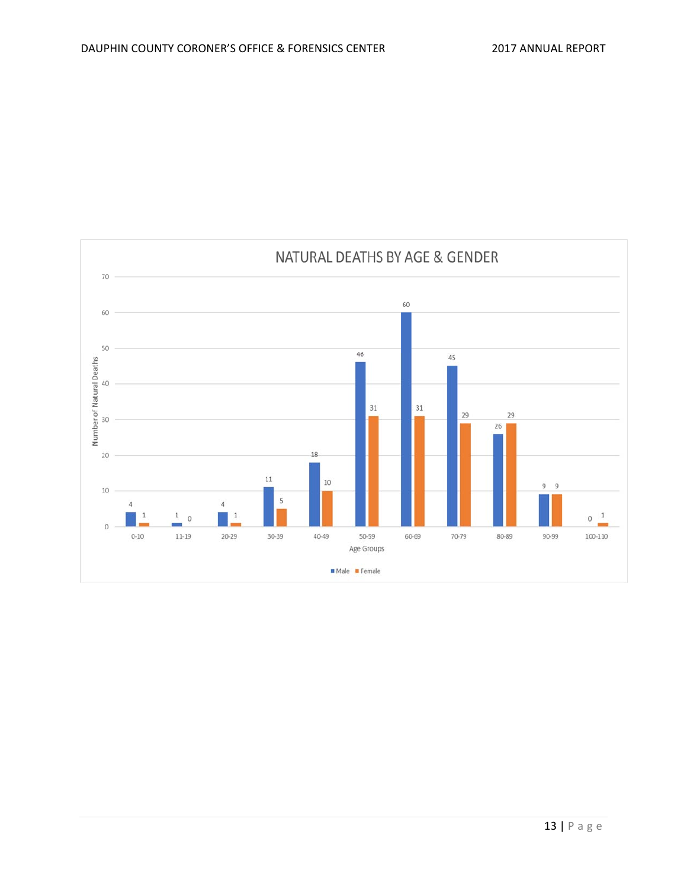## NATURAL DEATHS BY AGE & GENDER

| Age Groups | Male | Female |
|---|---|---|
| 0-10 | 4 | 1 |
| 11-19 | 1 | 0 |
| 20-29 | 4 | 1 |
| 30-39 | 11 | 5 |
| 40-49 | 18 | 10 |
| 50-59 | 46 | 31 |
| 60-69 | 60 | 31 |
| 70-79 | 45 | 29 |
| 80-89 | 26 | 29 |
| 90-99 | 9 | 9 |
| 100-110 | 0 | 1 |

Number of Natural Deaths

Age Groups

■ Male ■ Female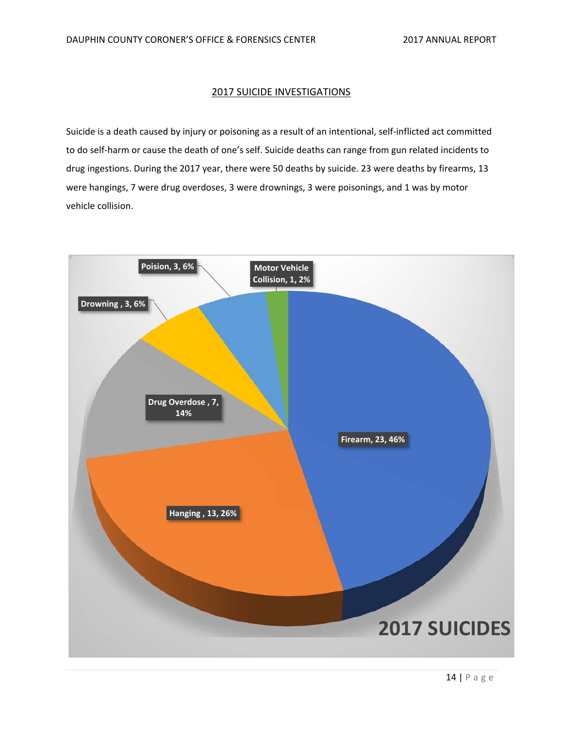## 2017 SUICIDE INVESTIGATIONS

Suicide is a death caused by injury or poisoning as a result of an intentional, self-inflicted act committed to do self-harm or cause the death of one's self. Suicide deaths can range from gun related incidents to drug ingestions. During the 2017 year, there were 50 deaths by suicide. 23 were deaths by firearms, 13 were hangings, 7 were drug overdoses, 3 were drownings, 3 were poisonings, and 1 was by motor vehicle collision.

**2017 SUICIDES**

- Firearm, 23, 46%
- Hanging , 13, 26%
- Drug Overdose , 7, 14%
- Drowning , 3, 6%
- Poision, 3, 6%
- Motor Vehicle Collision, 1, 2%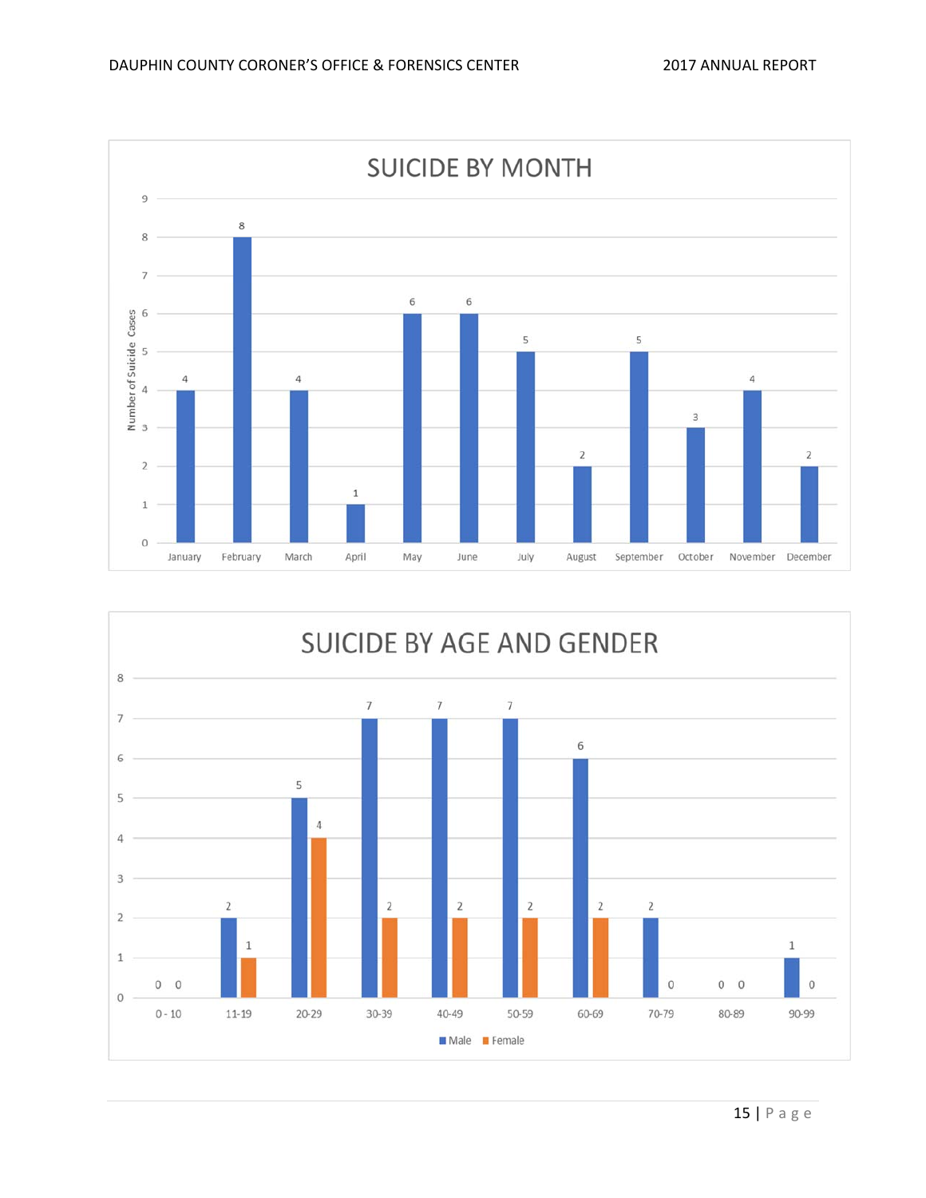## SUICIDE BY MONTH

| Month | Number of Suicide Cases |
|---|---|
| January | 4 |
| February | 8 |
| March | 4 |
| April | 1 |
| May | 6 |
| June | 6 |
| July | 5 |
| August | 2 |
| September | 5 |
| October | 3 |
| November | 4 |
| December | 2 |

## SUICIDE BY AGE AND GENDER

| Age | Male | Female |
|---|---|---|
| 0 - 10 | 0 | 0 |
| 11-19 | 2 | 1 |
| 20-29 | 5 | 4 |
| 30-39 | 7 | 2 |
| 40-49 | 7 | 2 |
| 50-59 | 7 | 2 |
| 60-69 | 6 | 2 |
| 70-79 | 2 | 0 |
| 80-89 | 0 | 0 |
| 90-99 | 1 | 0 |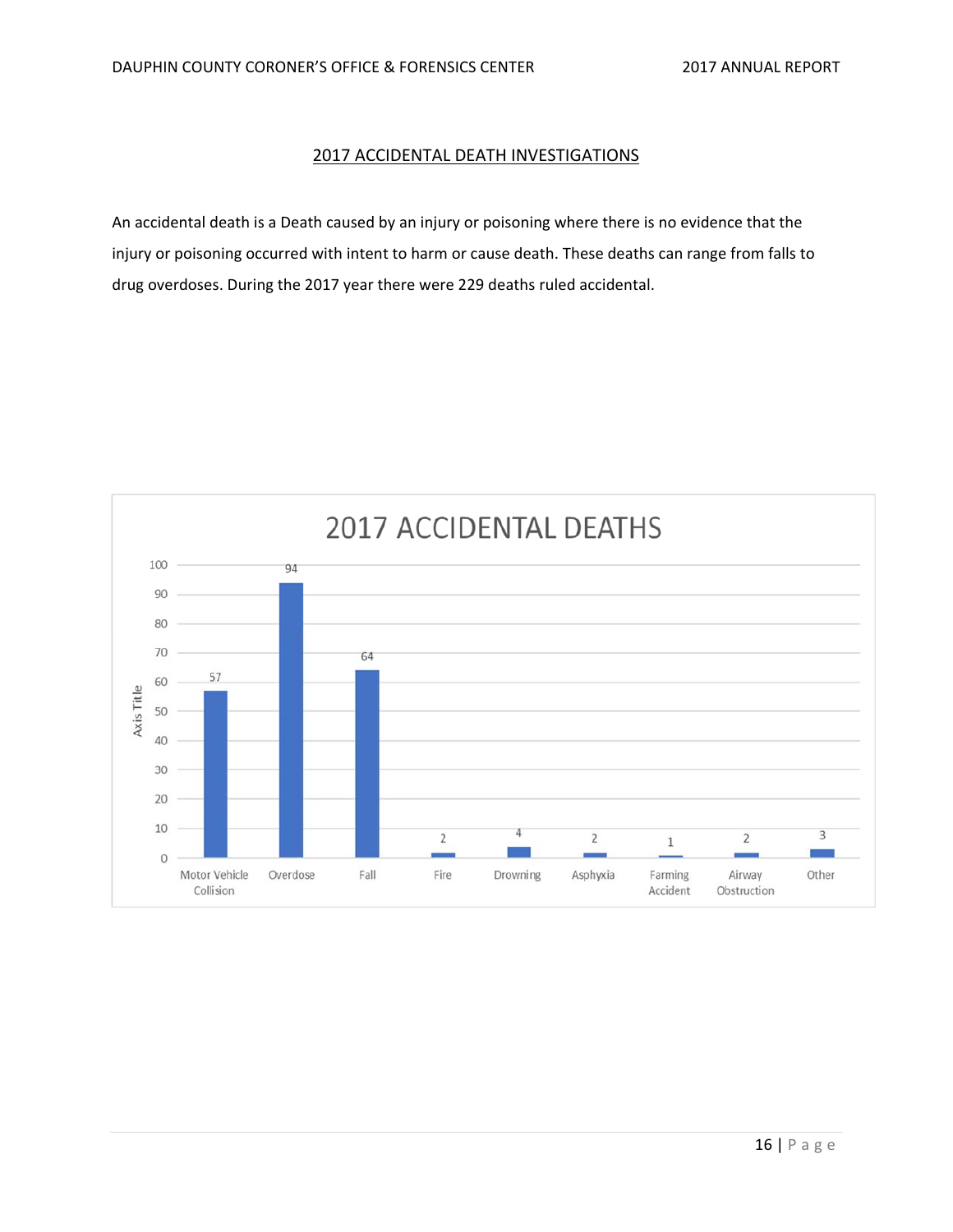## 2017 ACCIDENTAL DEATH INVESTIGATIONS

An accidental death is a Death caused by an injury or poisoning where there is no evidence that the injury or poisoning occurred with intent to harm or cause death. These deaths can range from falls to drug overdoses. During the 2017 year there were 229 deaths ruled accidental.

### 2017 ACCIDENTAL DEATHS

| Motor Vehicle Collision | Overdose | Fall | Fire | Drowning | Asphyxia | Farming Accident | Airway Obstruction | Other |
|---|---|---|---|---|---|---|---|---|
| 57 | 94 | 64 | 2 | 4 | 2 | 1 | 2 | 3 |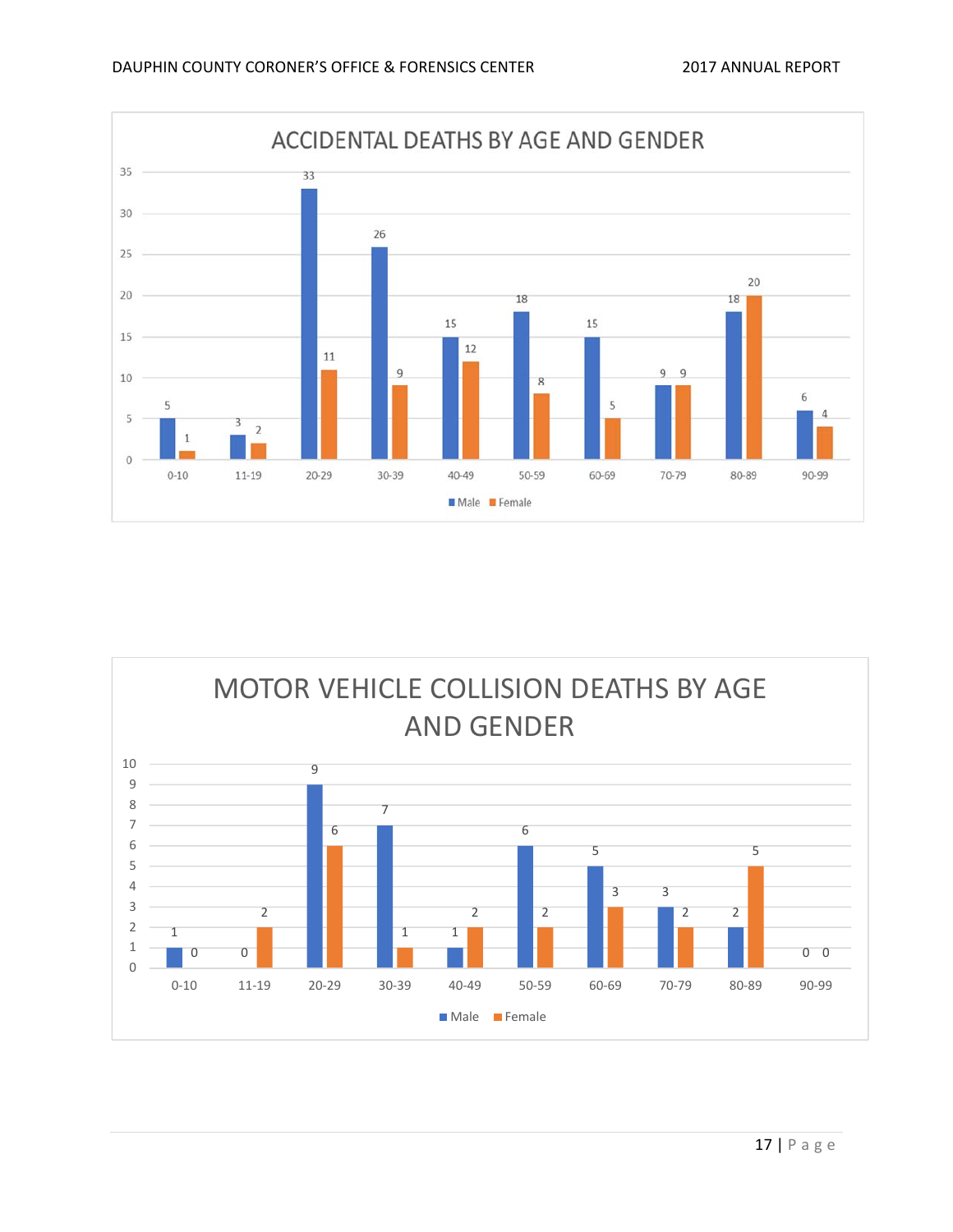## ACCIDENTAL DEATHS BY AGE AND GENDER

| Age | Male | Female |
|---|---|---|
| 0-10 | 5 | 1 |
| 11-19 | 3 | 2 |
| 20-29 | 33 | 11 |
| 30-39 | 26 | 9 |
| 40-49 | 15 | 12 |
| 50-59 | 18 | 8 |
| 60-69 | 15 | 5 |
| 70-79 | 9 | 9 |
| 80-89 | 18 | 20 |
| 90-99 | 6 | 4 |

## MOTOR VEHICLE COLLISION DEATHS BY AGE AND GENDER

| Age | Male | Female |
|---|---|---|
| 0-10 | 1 | 0 |
| 11-19 | 0 | 2 |
| 20-29 | 9 | 6 |
| 30-39 | 7 | 1 |
| 40-49 | 1 | 2 |
| 50-59 | 6 | 2 |
| 60-69 | 5 | 3 |
| 70-79 | 3 | 2 |
| 80-89 | 2 | 5 |
| 90-99 | 0 | 0 |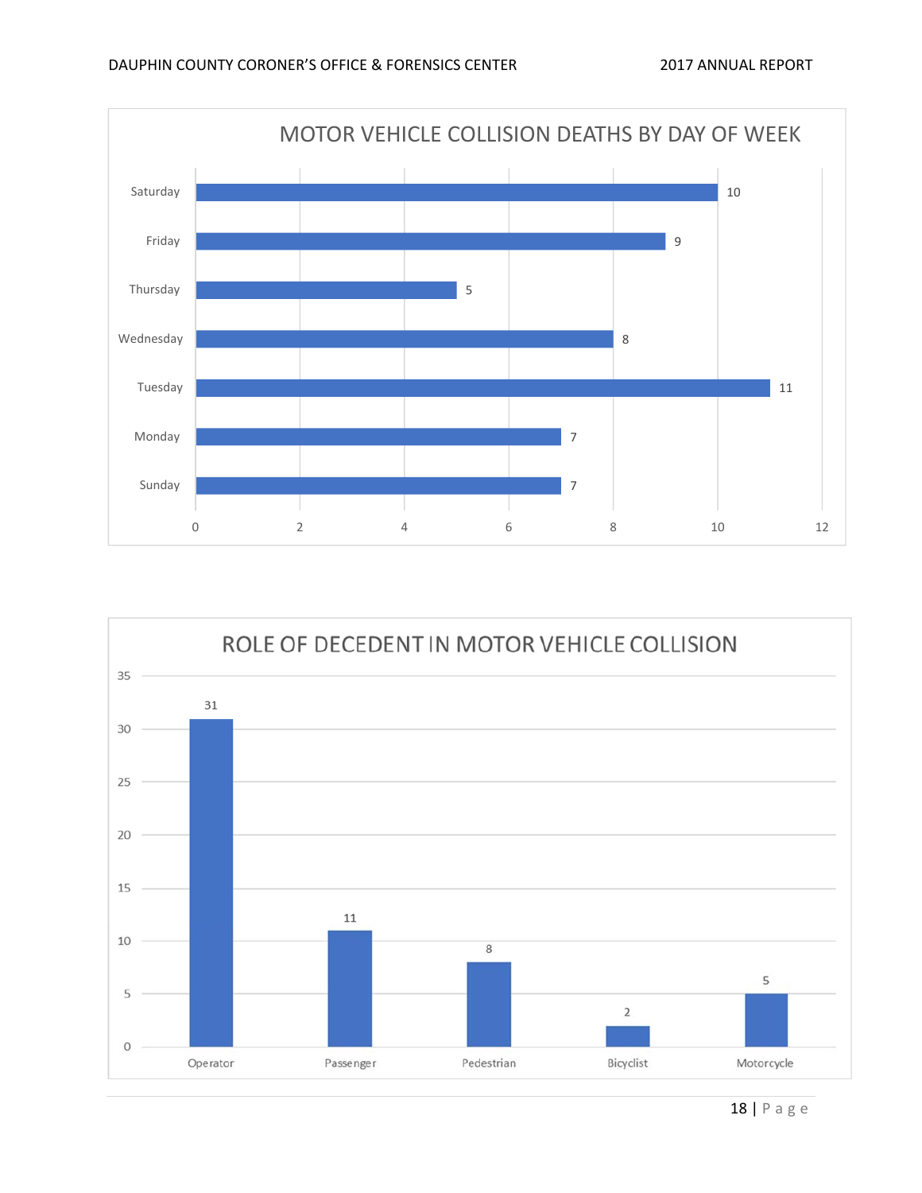## MOTOR VEHICLE COLLISION DEATHS BY DAY OF WEEK

| Day | Deaths |
|---|---|
| Saturday | 10 |
| Friday | 9 |
| Thursday | 5 |
| Wednesday | 8 |
| Tuesday | 11 |
| Monday | 7 |
| Sunday | 7 |

## ROLE OF DECEDENT IN MOTOR VEHICLE COLLISION

| Role | Deaths |
|---|---|
| Operator | 31 |
| Passenger | 11 |
| Pedestrian | 8 |
| Bicyclist | 2 |
| Motorcycle | 5 |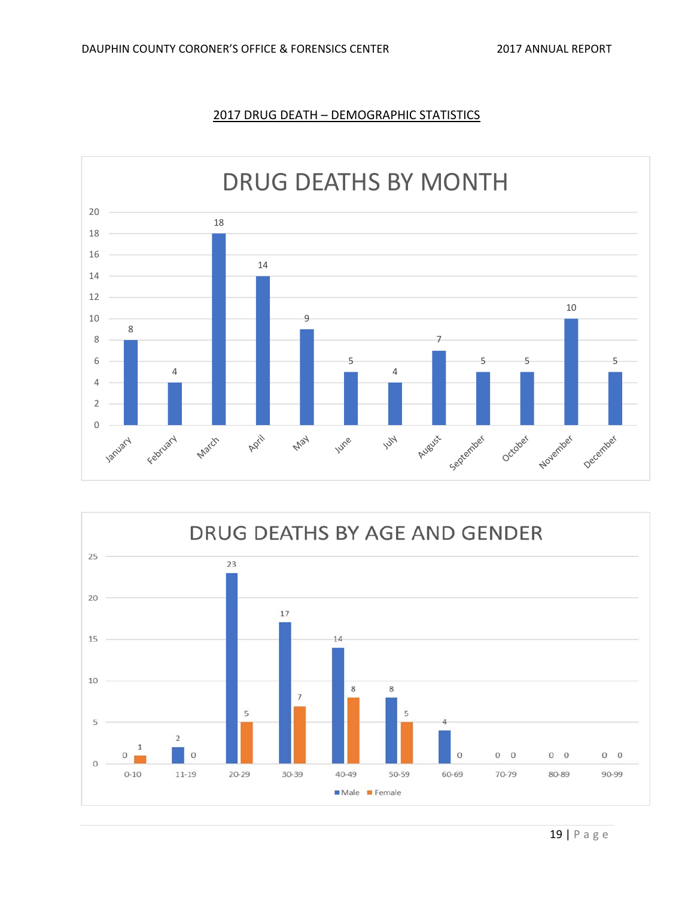## 2017 DRUG DEATH – DEMOGRAPHIC STATISTICS

### DRUG DEATHS BY MONTH

| Month | Deaths |
|---|---|
| January | 8 |
| February | 4 |
| March | 18 |
| April | 14 |
| May | 9 |
| June | 5 |
| July | 4 |
| August | 7 |
| September | 5 |
| October | 5 |
| November | 10 |
| December | 5 |

### DRUG DEATHS BY AGE AND GENDER

| Age | Male | Female |
|---|---|---|
| 0-10 | 0 | 1 |
| 11-19 | 2 | 0 |
| 20-29 | 23 | 5 |
| 30-39 | 17 | 7 |
| 40-49 | 14 | 8 |
| 50-59 | 8 | 5 |
| 60-69 | 4 | 0 |
| 70-79 | 0 | 0 |
| 80-89 | 0 | 0 |
| 90-99 | 0 | 0 |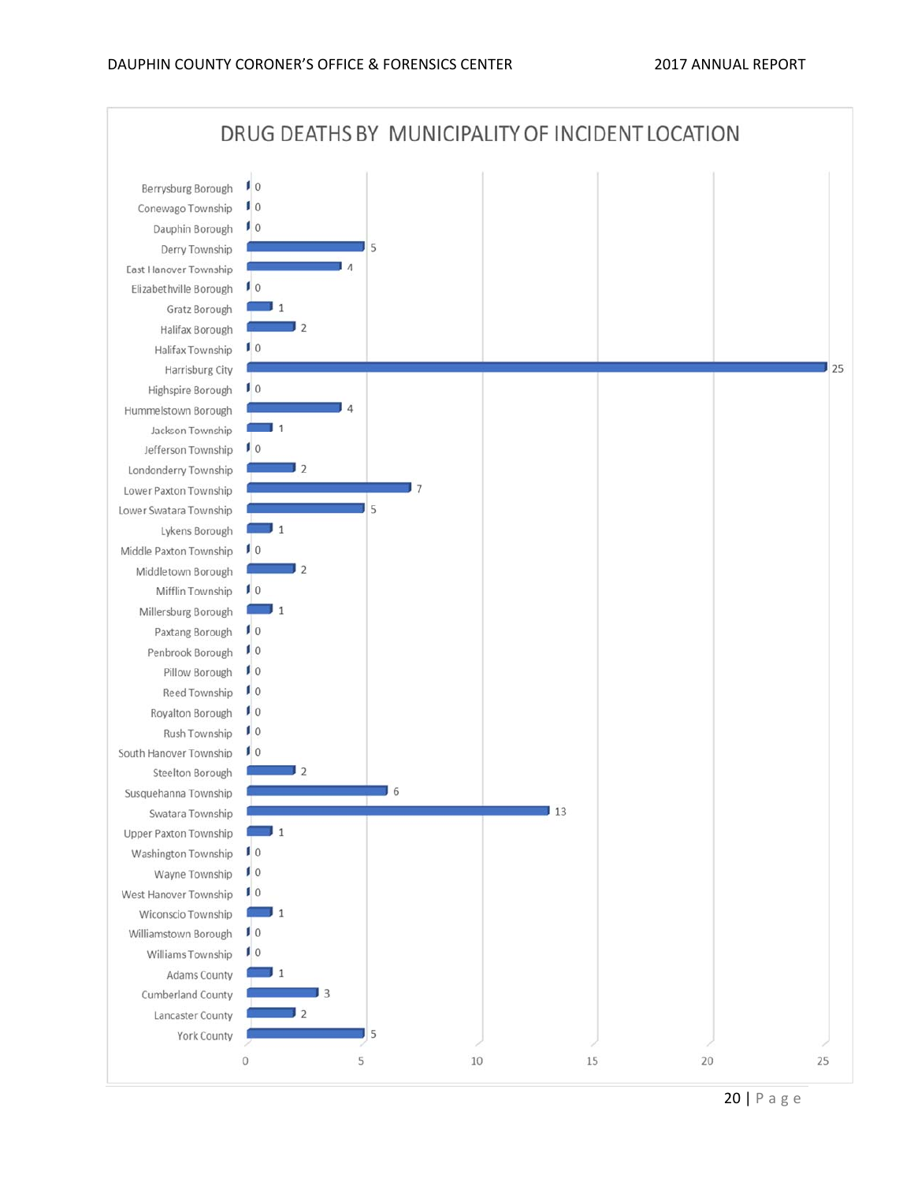## DRUG DEATHS BY MUNICIPALITY OF INCIDENT LOCATION

| Municipality | Drug Deaths |
| --- | --- |
| Berrysburg Borough | 0 |
| Conewago Township | 0 |
| Dauphin Borough | 0 |
| Derry Township | 5 |
| East Hanover Township | 4 |
| Elizabethville Borough | 0 |
| Gratz Borough | 1 |
| Halifax Borough | 2 |
| Halifax Township | 0 |
| Harrisburg City | 25 |
| Highspire Borough | 0 |
| Hummelstown Borough | 4 |
| Jackson Township | 1 |
| Jefferson Township | 0 |
| Londonderry Township | 2 |
| Lower Paxton Township | 7 |
| Lower Swatara Township | 5 |
| Lykens Borough | 1 |
| Middle Paxton Township | 0 |
| Middletown Borough | 2 |
| Mifflin Township | 0 |
| Millersburg Borough | 1 |
| Paxtang Borough | 0 |
| Penbrook Borough | 0 |
| Pillow Borough | 0 |
| Reed Township | 0 |
| Royalton Borough | 0 |
| Rush Township | 0 |
| South Hanover Township | 0 |
| Steelton Borough | 2 |
| Susquehanna Township | 6 |
| Swatara Township | 13 |
| Upper Paxton Township | 1 |
| Washington Township | 0 |
| Wayne Township | 0 |
| West Hanover Township | 0 |
| Wiconscio Township | 1 |
| Williamstown Borough | 0 |
| Williams Township | 0 |
| Adams County | 1 |
| Cumberland County | 3 |
| Lancaster County | 2 |
| York County | 5 |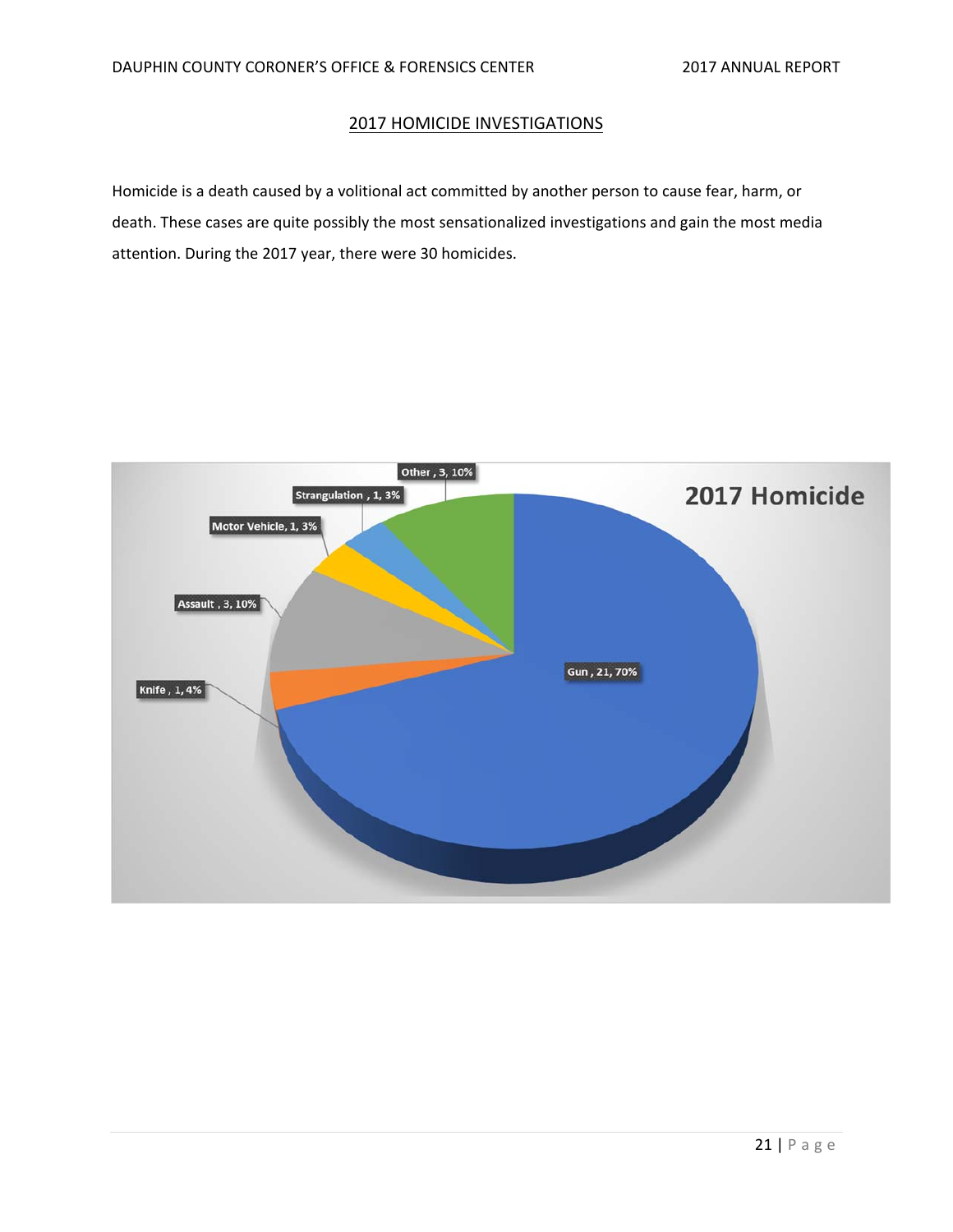## 2017 HOMICIDE INVESTIGATIONS

Homicide is a death caused by a volitional act committed by another person to cause fear, harm, or death. These cases are quite possibly the most sensationalized investigations and gain the most media attention. During the 2017 year, there were 30 homicides.

**2017 Homicide**

| Category | Count | Percent |
|---|---|---|
| Gun | 21 | 70% |
| Knife | 1 | 4% |
| Assault | 3 | 10% |
| Motor Vehicle | 1 | 3% |
| Strangulation | 1 | 3% |
| Other | 3 | 10% |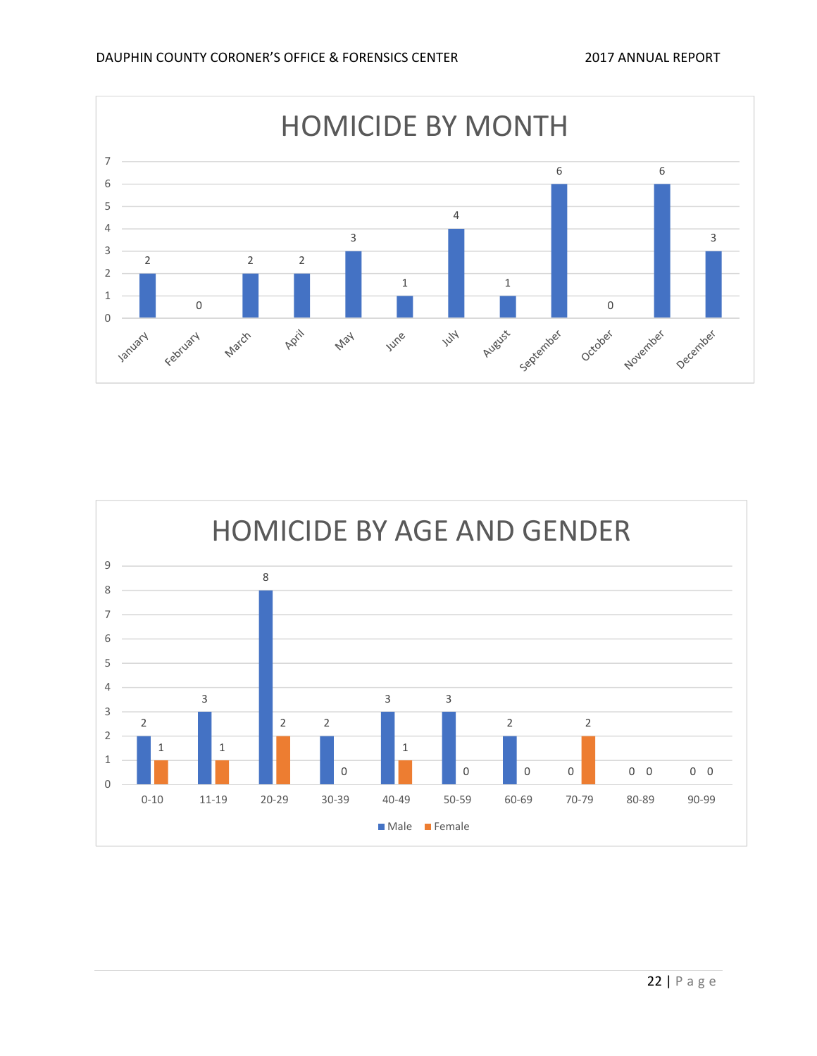## HOMICIDE BY MONTH

| Month | Count |
|---|---|
| January | 2 |
| February | 0 |
| March | 2 |
| April | 2 |
| May | 3 |
| June | 1 |
| July | 4 |
| August | 1 |
| September | 6 |
| October | 0 |
| November | 6 |
| December | 3 |

## HOMICIDE BY AGE AND GENDER

| Age | Male | Female |
|---|---|---|
| 0-10 | 2 | 1 |
| 11-19 | 3 | 1 |
| 20-29 | 8 | 2 |
| 30-39 | 2 | 0 |
| 40-49 | 3 | 1 |
| 50-59 | 3 | 0 |
| 60-69 | 2 | 0 |
| 70-79 | 0 | 2 |
| 80-89 | 0 | 0 |
| 90-99 | 0 | 0 |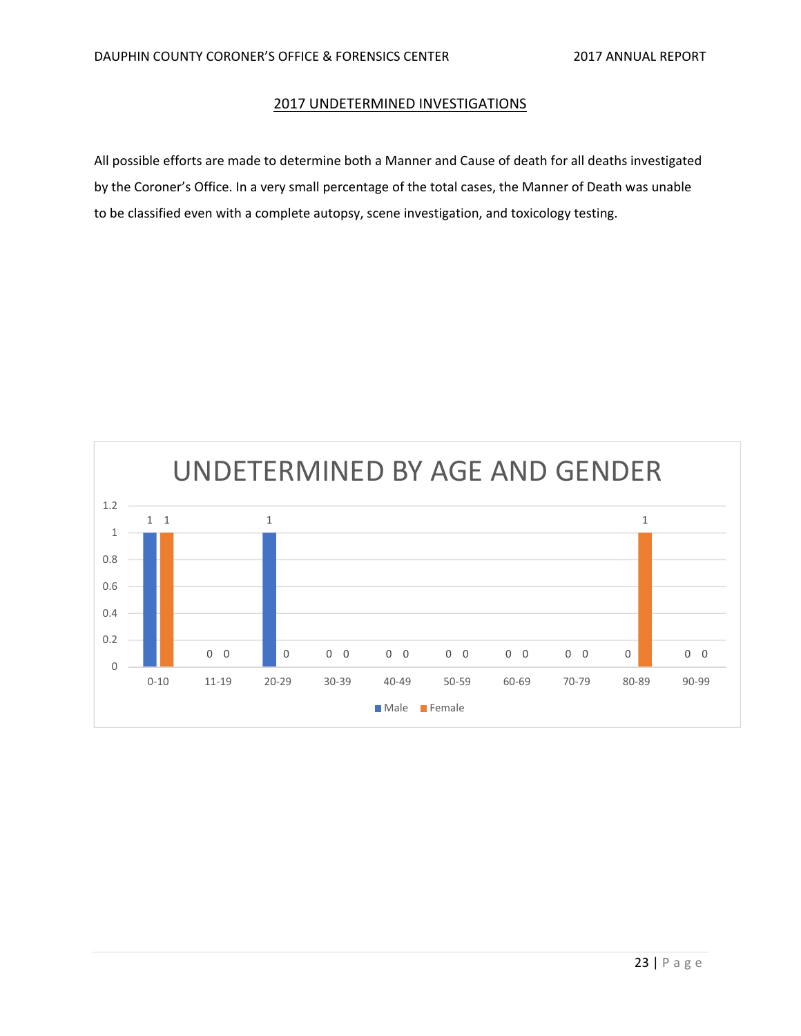## 2017 UNDETERMINED INVESTIGATIONS

All possible efforts are made to determine both a Manner and Cause of death for all deaths investigated by the Coroner's Office. In a very small percentage of the total cases, the Manner of Death was unable to be classified even with a complete autopsy, scene investigation, and toxicology testing.

**UNDETERMINED BY AGE AND GENDER**

| Age | Male | Female |
| --- | --- | --- |
| 0-10 | 1 | 1 |
| 11-19 | 0 | 0 |
| 20-29 | 1 | 0 |
| 30-39 | 0 | 0 |
| 40-49 | 0 | 0 |
| 50-59 | 0 | 0 |
| 60-69 | 0 | 0 |
| 70-79 | 0 | 0 |
| 80-89 | 0 | 1 |
| 90-99 | 0 | 0 |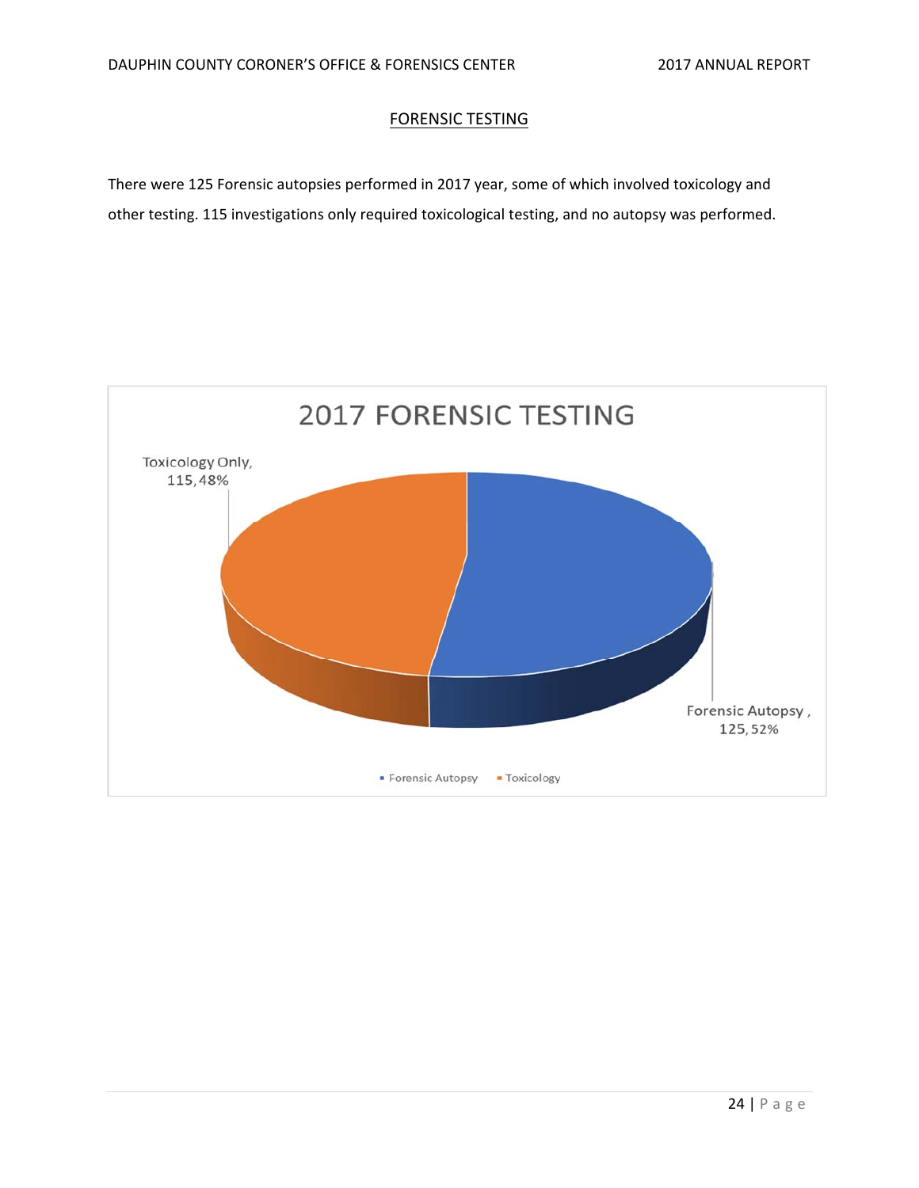## FORENSIC TESTING

There were 125 Forensic autopsies performed in 2017 year, some of which involved toxicology and other testing. 115 investigations only required toxicological testing, and no autopsy was performed.

2017 FORENSIC TESTING

Toxicology Only, 115, 48%

Forensic Autopsy, 125, 52%

Forensic Autopsy

Toxicology